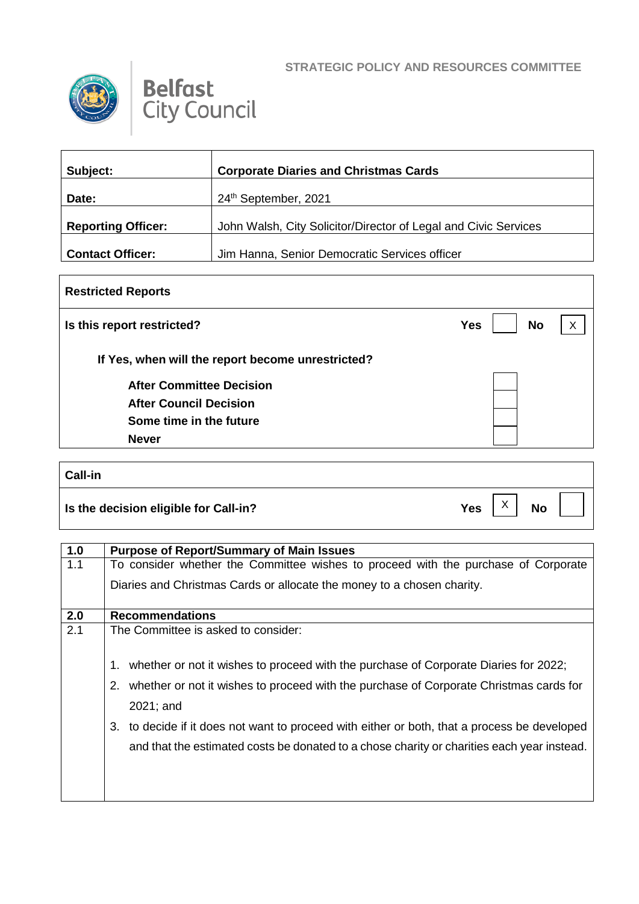**STRATEGIC POLICY AND RESOURCES COMMITTEE**

**Belfast City Council**

| **Subject:** | **Corporate Diaries and Christmas Cards** |
|---|---|
| **Date:** | 24th September, 2021 |
| **Reporting Officer:** | John Walsh, City Solicitor/Director of Legal and Civic Services |
| **Contact Officer:** | Jim Hanna, Senior Democratic Services officer |

| **Restricted Reports** | | | | |
|---|---|---|---|---|
| **Is this report restricted?** | **Yes** | | **No** | X |
| **If Yes, when will the report become unrestricted?** | | | | |
| **After Committee Decision** | | | | |
| **After Council Decision** | | | | |
| **Some time in the future** | | | | |
| **Never** | | | | |

| **Call-in** | | | | |
|---|---|---|---|---|
| **Is the decision eligible for Call-in?** | **Yes** | X | **No** | |

| **1.0** | **Purpose of Report/Summary of Main Issues** |
|---|---|
| 1.1 | To consider whether the Committee wishes to proceed with the purchase of Corporate Diaries and Christmas Cards or allocate the money to a chosen charity. |
| **2.0** | **Recommendations** |
| 2.1 | The Committee is asked to consider:<br><br>1. whether or not it wishes to proceed with the purchase of Corporate Diaries for 2022;<br>2. whether or not it wishes to proceed with the purchase of Corporate Christmas cards for 2021; and<br>3. to decide if it does not want to proceed with either or both, that a process be developed and that the estimated costs be donated to a chose charity or charities each year instead. |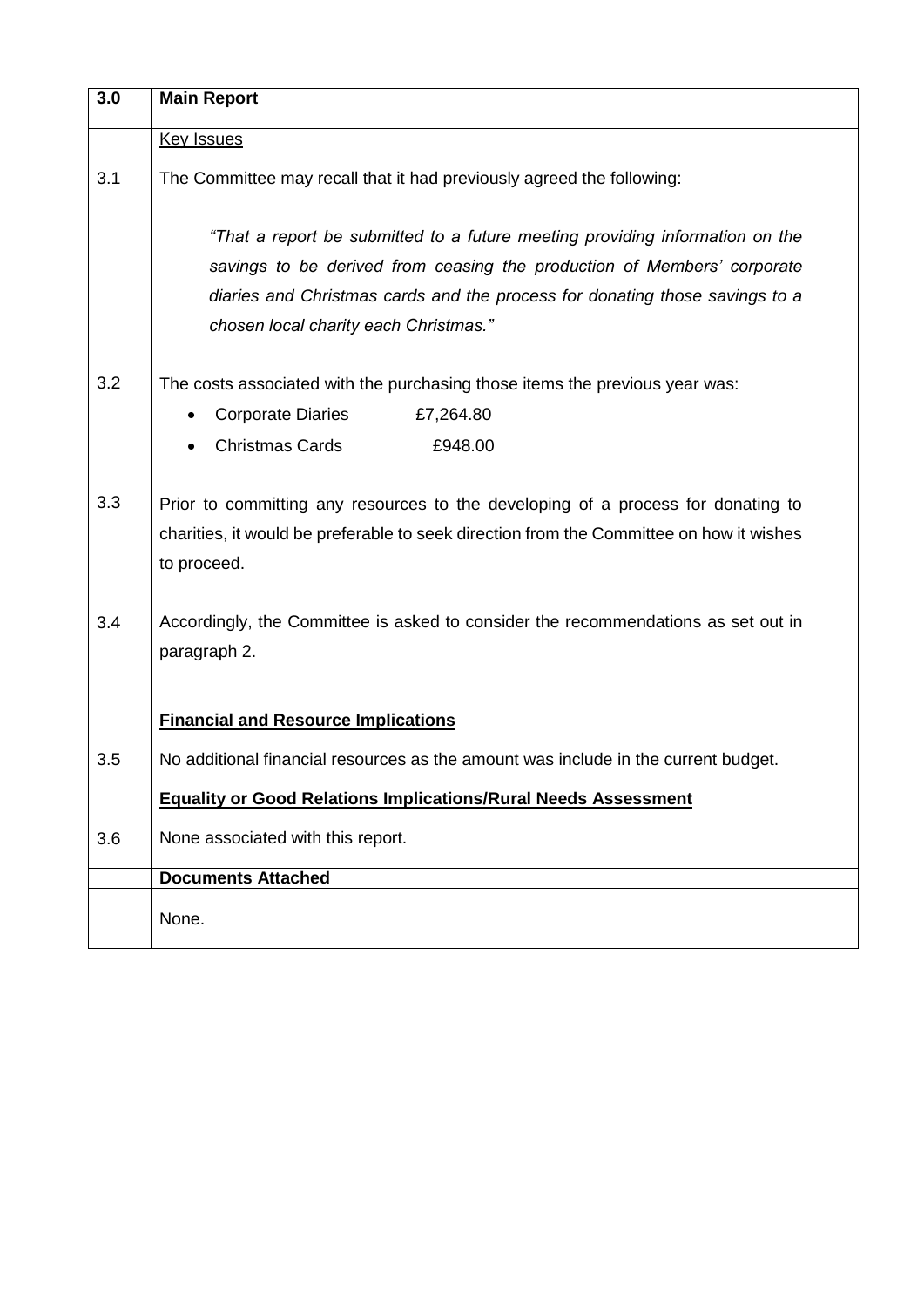## 3.0 Main Report

Key Issues

3.1 The Committee may recall that it had previously agreed the following:

> *"That a report be submitted to a future meeting providing information on the savings to be derived from ceasing the production of Members' corporate diaries and Christmas cards and the process for donating those savings to a chosen local charity each Christmas."*

3.2 The costs associated with the purchasing those items the previous year was:

- Corporate Diaries £7,264.80
- Christmas Cards £948.00

3.3 Prior to committing any resources to the developing of a process for donating to charities, it would be preferable to seek direction from the Committee on how it wishes to proceed.

3.4 Accordingly, the Committee is asked to consider the recommendations as set out in paragraph 2.

**Financial and Resource Implications**

3.5 No additional financial resources as the amount was include in the current budget.

**Equality or Good Relations Implications/Rural Needs Assessment**

3.6 None associated with this report.

**Documents Attached**

None.